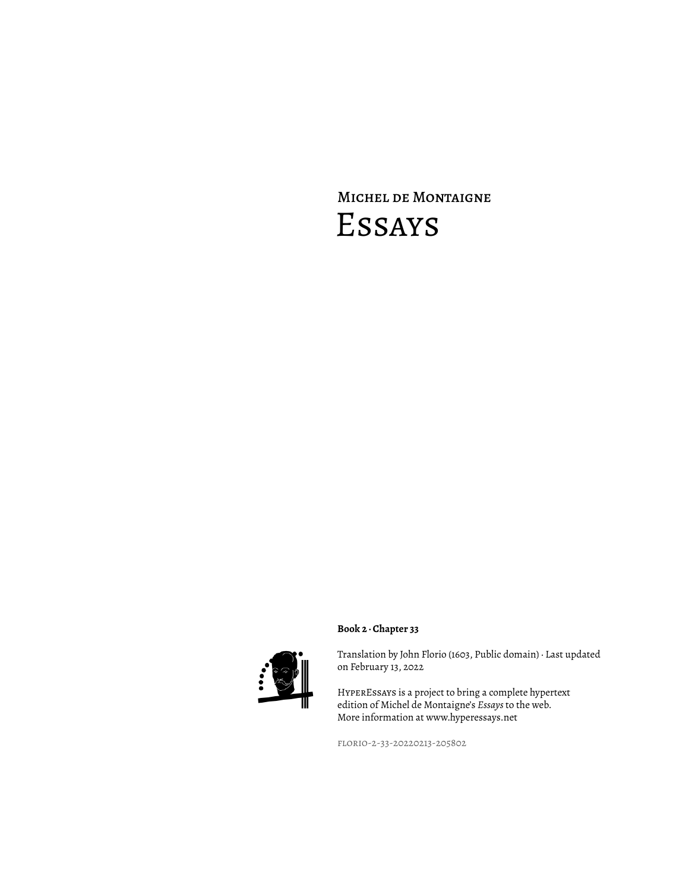# Michel de Montaigne

# Essays

**Book 2 · Chapter 33**

Translation by John Florio (1603, Public domain) · Last updated on February 13, 2022

HyperEssays is a project to bring a complete hypertext edition of Michel de Montaigne's *Essays* to the web. More information at www.hyperessays.net

florio-2-33-20220213-205802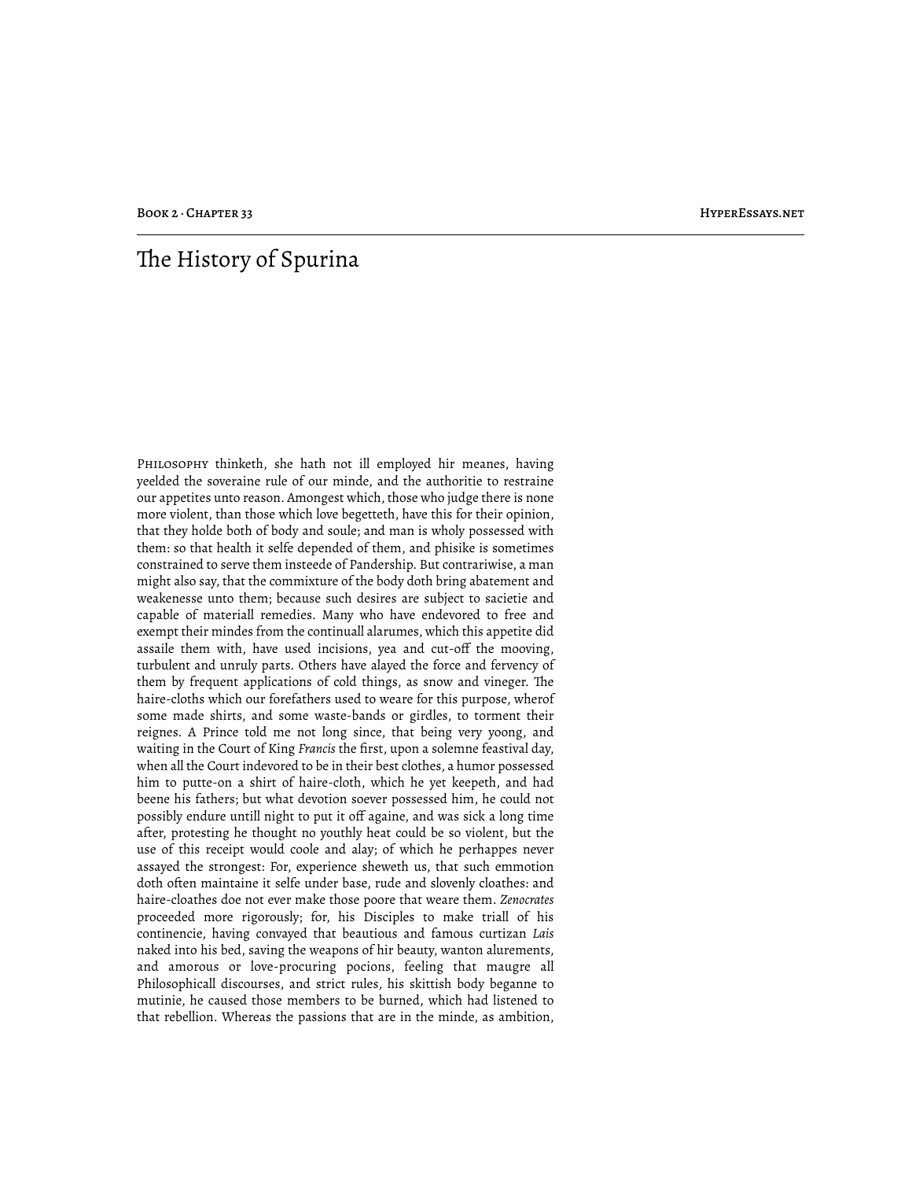# The History of Spurina

Philosophy thinketh, she hath not ill employed hir meanes, having yeelded the soveraine rule of our minde, and the authoritie to restraine our appetites unto reason. Amongest which, those who judge there is none more violent, than those which love begetteth, have this for their opinion, that they holde both of body and soule; and man is wholy possessed with them: so that health it selfe depended of them, and phisike is sometimes constrained to serve them insteede of Pandership. But contrariwise, a man might also say, that the commixture of the body doth bring abatement and weakenesse unto them; because such desires are subject to sacietie and capable of materiall remedies. Many who have endevored to free and exempt their mindes from the continuall alarumes, which this appetite did assaile them with, have used incisions, yea and cut-off the mooving, turbulent and unruly parts. Others have alayed the force and fervency of them by frequent applications of cold things, as snow and vineger. The haire-cloths which our forefathers used to weare for this purpose, wherof some made shirts, and some waste-bands or girdles, to torment their reignes. A Prince told me not long since, that being very yoong, and waiting in the Court of King *Francis* the first, upon a solemne feastival day, when all the Court indevored to be in their best clothes, a humor possessed him to putte-on a shirt of haire-cloth, which he yet keepeth, and had beene his fathers; but what devotion soever possessed him, he could not possibly endure untill night to put it off againe, and was sick a long time after, protesting he thought no youthly heat could be so violent, but the use of this receipt would coole and alay; of which he perhappes never assayed the strongest: For, experience sheweth us, that such emmotion doth often maintaine it selfe under base, rude and slovenly cloathes: and haire-cloathes doe not ever make those poore that weare them. *Zenocrates* proceeded more rigorously; for, his Disciples to make triall of his continencie, having convayed that beautious and famous curtizan *Lais* naked into his bed, saving the weapons of hir beauty, wanton alurements, and amorous or love-procuring pocions, feeling that maugre all Philosophicall discourses, and strict rules, his skittish body beganne to mutinie, he caused those members to be burned, which had listened to that rebellion. Whereas the passions that are in the minde, as ambition,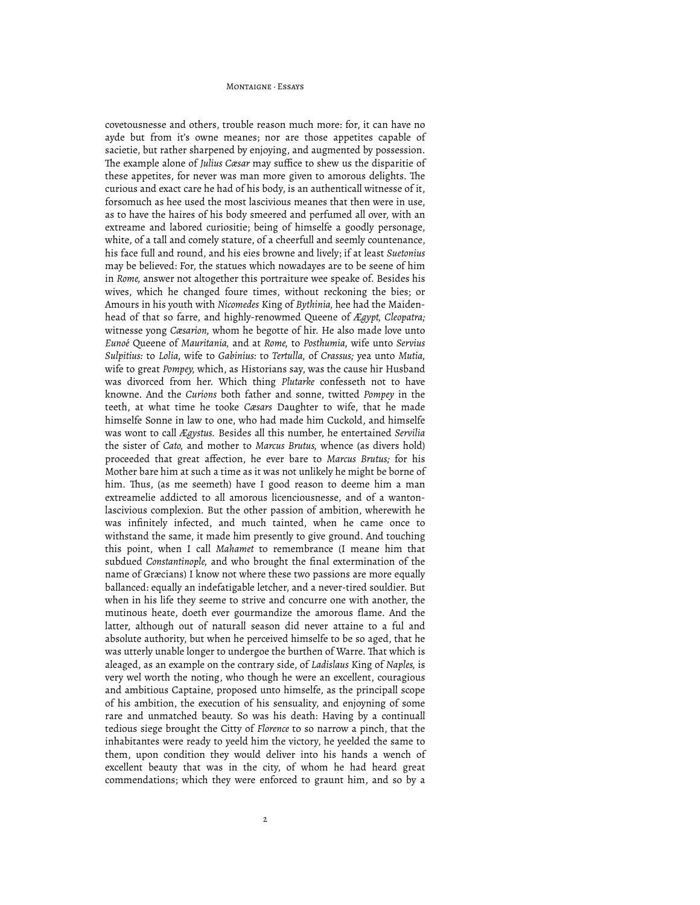covetousnesse and others, trouble reason much more: for, it can have no ayde but from it's owne meanes; nor are those appetites capable of sacietie, but rather sharpened by enjoying, and augmented by possession. The example alone of *Julius Cæsar* may suffice to shew us the disparitie of these appetites, for never was man more given to amorous delights. The curious and exact care he had of his body, is an authenticall witnesse of it, forsomuch as hee used the most lascivious meanes that then were in use, as to have the haires of his body smeered and perfumed all over, with an extreame and labored curiositie; being of himselfe a goodly personage, white, of a tall and comely stature, of a cheerfull and seemly countenance, his face full and round, and his eies browne and lively; if at least *Suetonius* may be believed: For, the statues which nowadayes are to be seene of him in *Rome,* answer not altogether this portraiture wee speake of. Besides his wives, which he changed foure times, without reckoning the bies; or Amours in his youth with *Nicomedes* King of *Bythinia,* hee had the Maidenhead of that so farre, and highly-renowmed Queene of *Ægypt, Cleopatra;* witnesse yong *Cæsarion,* whom he begotte of hir. He also made love unto *Eunoé* Queene of *Mauritania,* and at *Rome,* to *Posthumia,* wife unto *Servius Sulpitius:* to *Lolia,* wife to *Gabinius:* to *Tertulla,* of *Crassus;* yea unto *Mutia,* wife to great *Pompey,* which, as Historians say, was the cause hir Husband was divorced from her. Which thing *Plutarke* confesseth not to have knowne. And the *Curions* both father and sonne, twitted *Pompey* in the teeth, at what time he tooke *Cæsars* Daughter to wife, that he made himselfe Sonne in law to one, who had made him Cuckold, and himselfe was wont to call *Ægystus.* Besides all this number, he entertained *Servilia* the sister of *Cato,* and mother to *Marcus Brutus,* whence (as divers hold) proceeded that great affection, he ever bare to *Marcus Brutus;* for his Mother bare him at such a time as it was not unlikely he might be borne of him. Thus, (as me seemeth) have I good reason to deeme him a man extreamelie addicted to all amorous licenciousnesse, and of a wanton-lascivious complexion. But the other passion of ambition, wherewith he was infinitely infected, and much tainted, when he came once to withstand the same, it made him presently to give ground. And touching this point, when I call *Mahamet* to remembrance (I meane him that subdued *Constantinople,* and who brought the final extermination of the name of Græcians) I know not where these two passions are more equally ballanced: equally an indefatigable letcher, and a never-tired souldier. But when in his life they seeme to strive and concurre one with another, the mutinous heate, doeth ever gourmandize the amorous flame. And the latter, although out of naturall season did never attaine to a ful and absolute authority, but when he perceived himselfe to be so aged, that he was utterly unable longer to undergoe the burthen of Warre. That which is aleaged, as an example on the contrary side, of *Ladislaus* King of *Naples,* is very wel worth the noting, who though he were an excellent, couragious and ambitious Captaine, proposed unto himselfe, as the principall scope of his ambition, the execution of his sensuality, and enjoyning of some rare and unmatched beauty. So was his death: Having by a continuall tedious siege brought the Citty of *Florence* to so narrow a pinch, that the inhabitantes were ready to yeeld him the victory, he yeelded the same to them, upon condition they would deliver into his hands a wench of excellent beauty that was in the city, of whom he had heard great commendations; which they were enforced to graunt him, and so by a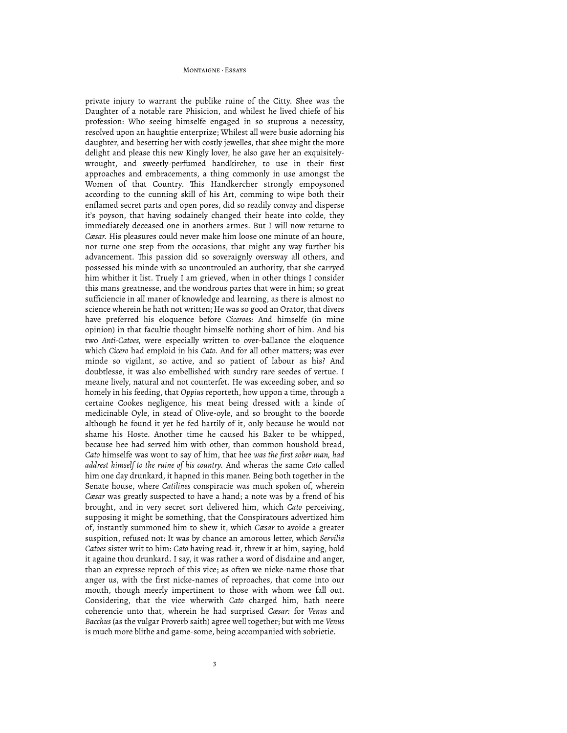private injury to warrant the publike ruine of the Citty. Shee was the Daughter of a notable rare Phisicion, and whilest he lived chiefe of his profession: Who seeing himselfe engaged in so stuprous a necessity, resolved upon an haughtie enterprize; Whilest all were busie adorning his daughter, and besetting her with costly jewelles, that shee might the more delight and please this new Kingly lover, he also gave her an exquisitely-wrought, and sweetly-perfumed handkircher, to use in their first approaches and embracements, a thing commonly in use amongst the Women of that Country. This Handkercher strongly empoysoned according to the cunning skill of his Art, comming to wipe both their enflamed secret parts and open pores, did so readily convay and disperse it's poyson, that having sodainely changed their heate into colde, they immediately deceased one in anothers armes. But I will now returne to *Cæsar.* His pleasures could never make him loose one minute of an houre, nor turne one step from the occasions, that might any way further his advancement. This passion did so soveraignly oversway all others, and possessed his minde with so uncontrouled an authority, that she carryed him whither it list. Truely I am grieved, when in other things I consider this mans greatnesse, and the wondrous partes that were in him; so great sufficiencie in all maner of knowledge and learning, as there is almost no science wherein he hath not written; He was so good an Orator, that divers have preferred his eloquence before *Ciceroes:* And himselfe (in mine opinion) in that facultie thought himselfe nothing short of him. And his two *Anti-Catoes*, were especially written to over-ballance the eloquence which *Cicero* had emploid in his *Cato.* And for all other matters; was ever minde so vigilant, so active, and so patient of labour as his? And doubtlesse, it was also embellished with sundry rare seedes of vertue. I meane lively, natural and not counterfet. He was exceeding sober, and so homely in his feeding, that *Oppius* reporteth, how uppon a time, through a certaine Cookes negligence, his meat being dressed with a kinde of medicinable Oyle, in stead of Olive-oyle, and so brought to the boorde although he found it yet he fed hartily of it, only because he would not shame his Hoste. Another time he caused his Baker to be whipped, because hee had served him with other, than common houshold bread, *Cato* himselfe was wont to say of him, that hee *was the first sober man, had addrest himself to the ruine of his country.* And wheras the same *Cato* called him one day drunkard, it hapned in this maner. Being both together in the Senate house, where *Catilines* conspiracie was much spoken of, wherein *Cæsar* was greatly suspected to have a hand; a note was by a frend of his brought, and in very secret sort delivered him, which *Cato* perceiving, supposing it might be something, that the Conspiratours advertized him of, instantly summoned him to shew it, which *Cæsar* to avoide a greater suspition, refused not: It was by chance an amorous letter, which *Servilia Catoes* sister writ to him: *Cato* having read-it, threw it at him, saying, hold it againe thou drunkard. I say, it was rather a word of disdaine and anger, than an expresse reproch of this vice; as often we nicke-name those that anger us, with the first nicke-names of reproaches, that come into our mouth, though meerly impertinent to those with whom wee fall out. Considering, that the vice wherwith *Cato* charged him, hath neere coherencie unto that, wherein he had surprised *Cæsar:* for *Venus* and *Bacchus* (as the vulgar Proverb saith) agree well together; but with me *Venus* is much more blithe and game-some, being accompanied with sobrietie.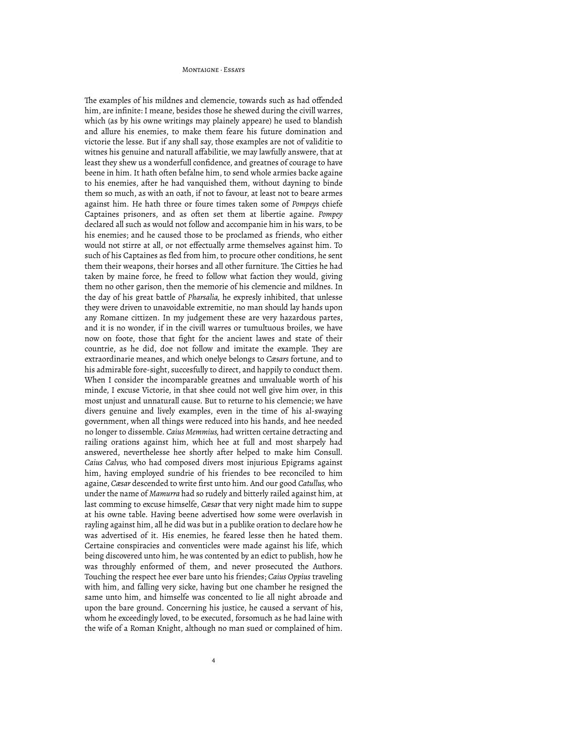The examples of his mildnes and clemencie, towards such as had offended him, are infinite: I meane, besides those he shewed during the civill warres, which (as by his owne writings may plainely appeare) he used to blandish and allure his enemies, to make them feare his future domination and victorie the lesse. But if any shall say, those examples are not of validitie to witnes his genuine and naturall affabilitie, we may lawfully answere, that at least they shew us a wonderfull confidence, and greatnes of courage to have beene in him. It hath often befalne him, to send whole armies backe againe to his enemies, after he had vanquished them, without dayning to binde them so much, as with an oath, if not to favour, at least not to beare armes against him. He hath three or foure times taken some of *Pompeys* chiefe Captaines prisoners, and as often set them at libertie againe. *Pompey* declared all such as would not follow and accompanie him in his wars, to be his enemies; and he caused those to be proclamed as friends, who either would not stirre at all, or not effectually arme themselves against him. To such of his Captaines as fled from him, to procure other conditions, he sent them their weapons, their horses and all other furniture. The Citties he had taken by maine force, he freed to follow what faction they would, giving them no other garison, then the memorie of his clemencie and mildnes. In the day of his great battle of *Pharsalia*, he expresly inhibited, that unlesse they were driven to unavoidable extremitie, no man should lay hands upon any Romane cittizen. In my judgement these are very hazardous partes, and it is no wonder, if in the civill warres or tumultuous broiles, we have now on foote, those that fight for the ancient lawes and state of their countrie, as he did, doe not follow and imitate the example. They are extraordinarie meanes, and which onelye belongs to *Cæsars* fortune, and to his admirable fore-sight, succesfully to direct, and happily to conduct them. When I consider the incomparable greatnes and unvaluable worth of his minde, I excuse Victorie, in that shee could not well give him over, in this most unjust and unnaturall cause. But to returne to his clemencie; we have divers genuine and lively examples, even in the time of his al-swaying government, when all things were reduced into his hands, and hee needed no longer to dissemble. *Caius Memmius*, had written certaine detracting and railing orations against him, which hee at full and most sharpely had answered, neverthelesse hee shortly after helped to make him Consull. *Caius Calvus*, who had composed divers most injurious Epigrams against him, having employed sundrie of his friendes to bee reconciled to him againe, *Cæsar* descended to write first unto him. And our good *Catullus*, who under the name of *Mamurra* had so rudely and bitterly railed against him, at last comming to excuse himselfe, *Cæsar* that very night made him to suppe at his owne table. Having beene advertised how some were overlavish in rayling against him, all he did was but in a publike oration to declare how he was advertised of it. His enemies, he feared lesse then he hated them. Certaine conspiracies and conventicles were made against his life, which being discovered unto him, he was contented by an edict to publish, how he was throughly enformed of them, and never prosecuted the Authors. Touching the respect hee ever bare unto his friendes; *Caius Oppius* traveling with him, and falling very sicke, having but one chamber he resigned the same unto him, and himselfe was concented to lie all night abroade and upon the bare ground. Concerning his justice, he caused a servant of his, whom he exceedingly loved, to be executed, forsomuch as he had laine with the wife of a Roman Knight, although no man sued or complained of him.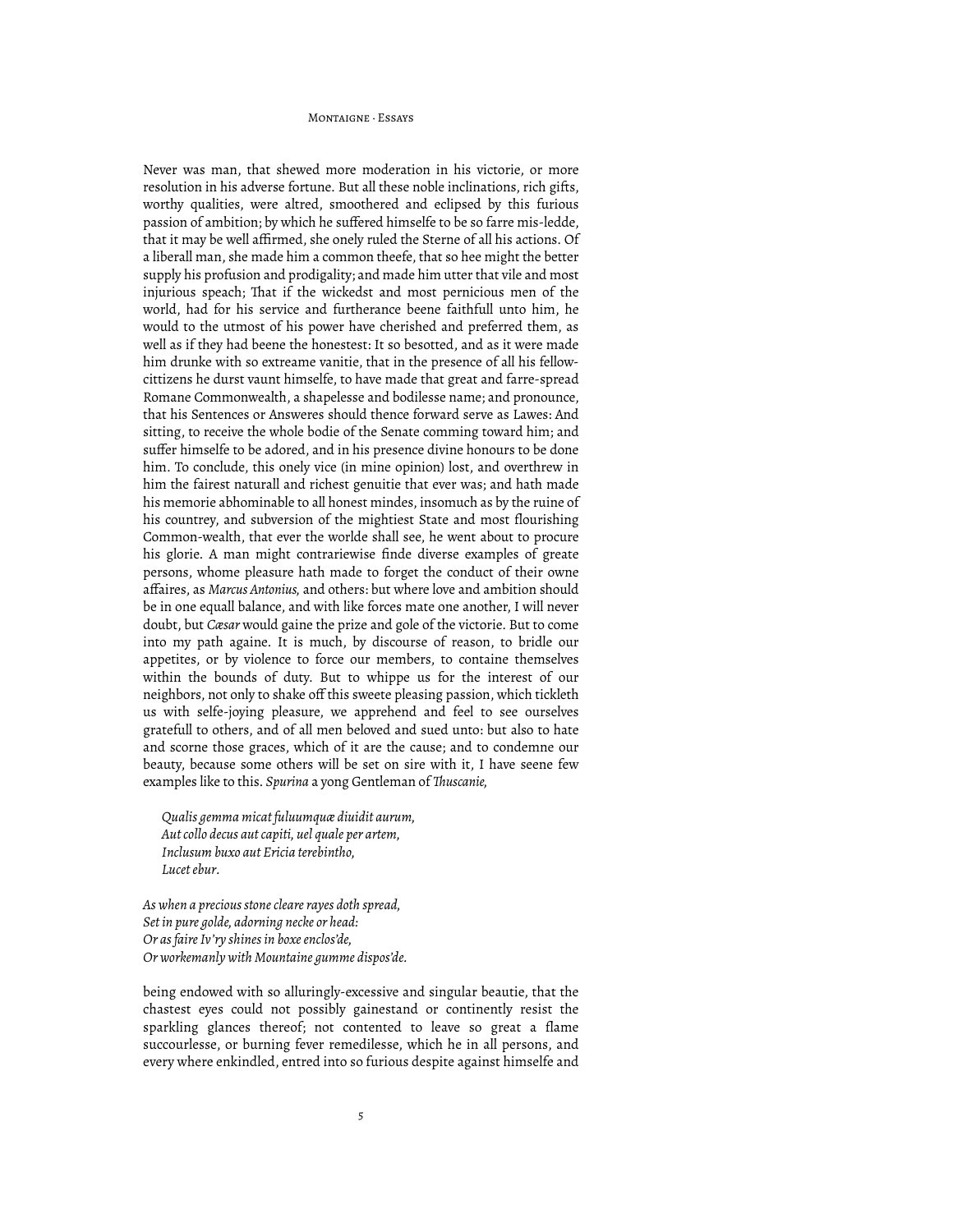Never was man, that shewed more moderation in his victorie, or more resolution in his adverse fortune. But all these noble inclinations, rich gifts, worthy qualities, were altred, smoothered and eclipsed by this furious passion of ambition; by which he suffered himselfe to be so farre mis-ledde, that it may be well affirmed, she onely ruled the Sterne of all his actions. Of a liberall man, she made him a common theefe, that so hee might the better supply his profusion and prodigality; and made him utter that vile and most injurious speach; That if the wickedst and most pernicious men of the world, had for his service and furtherance beene faithfull unto him, he would to the utmost of his power have cherished and preferred them, as well as if they had beene the honestest: It so besotted, and as it were made him drunke with so extreame vanitie, that in the presence of all his fellow-cittizens he durst vaunt himselfe, to have made that great and farre-spread Romane Commonwealth, a shapelesse and bodilesse name; and pronounce, that his Sentences or Answeres should thence forward serve as Lawes: And sitting, to receive the whole bodie of the Senate comming toward him; and suffer himselfe to be adored, and in his presence divine honours to be done him. To conclude, this onely vice (in mine opinion) lost, and overthrew in him the fairest naturall and richest genuitie that ever was; and hath made his memorie abhominable to all honest mindes, insomuch as by the ruine of his countrey, and subversion of the mightiest State and most flourishing Common-wealth, that ever the worlde shall see, he went about to procure his glorie. A man might contrariewise finde diverse examples of greate persons, whome pleasure hath made to forget the conduct of their owne affaires, as *Marcus Antonius*, and others: but where love and ambition should be in one equall balance, and with like forces mate one another, I will never doubt, but *Cæsar* would gaine the prize and gole of the victorie. But to come into my path againe. It is much, by discourse of reason, to bridle our appetites, or by violence to force our members, to containe themselves within the bounds of duty. But to whippe us for the interest of our neighbors, not only to shake off this sweete pleasing passion, which tickleth us with selfe-joying pleasure, we apprehend and feel to see ourselves gratefull to others, and of all men beloved and sued unto: but also to hate and scorne those graces, which of it are the cause; and to condemne our beauty, because some others will be set on sire with it, I have seene few examples like to this. *Spurina* a yong Gentleman of *Thuscanie*,

> *Qualis gemma micat fuluumquæ diuidit aurum,*
> *Aut collo decus aut capiti, uel quale per artem,*
> *Inclusum buxo aut Ericia terebintho,*
> *Lucet ebur.*

*As when a precious stone cleare rayes doth spread,*
*Set in pure golde, adorning necke or head:*
*Or as faire Iv'ry shines in boxe enclos'de,*
*Or workemanly with Mountaine gumme dispos'de.*

being endowed with so alluringly-excessive and singular beautie, that the chastest eyes could not possibly gainestand or continently resist the sparkling glances thereof; not contented to leave so great a flame succourlesse, or burning fever remedilesse, which he in all persons, and every where enkindled, entred into so furious despite against himselfe and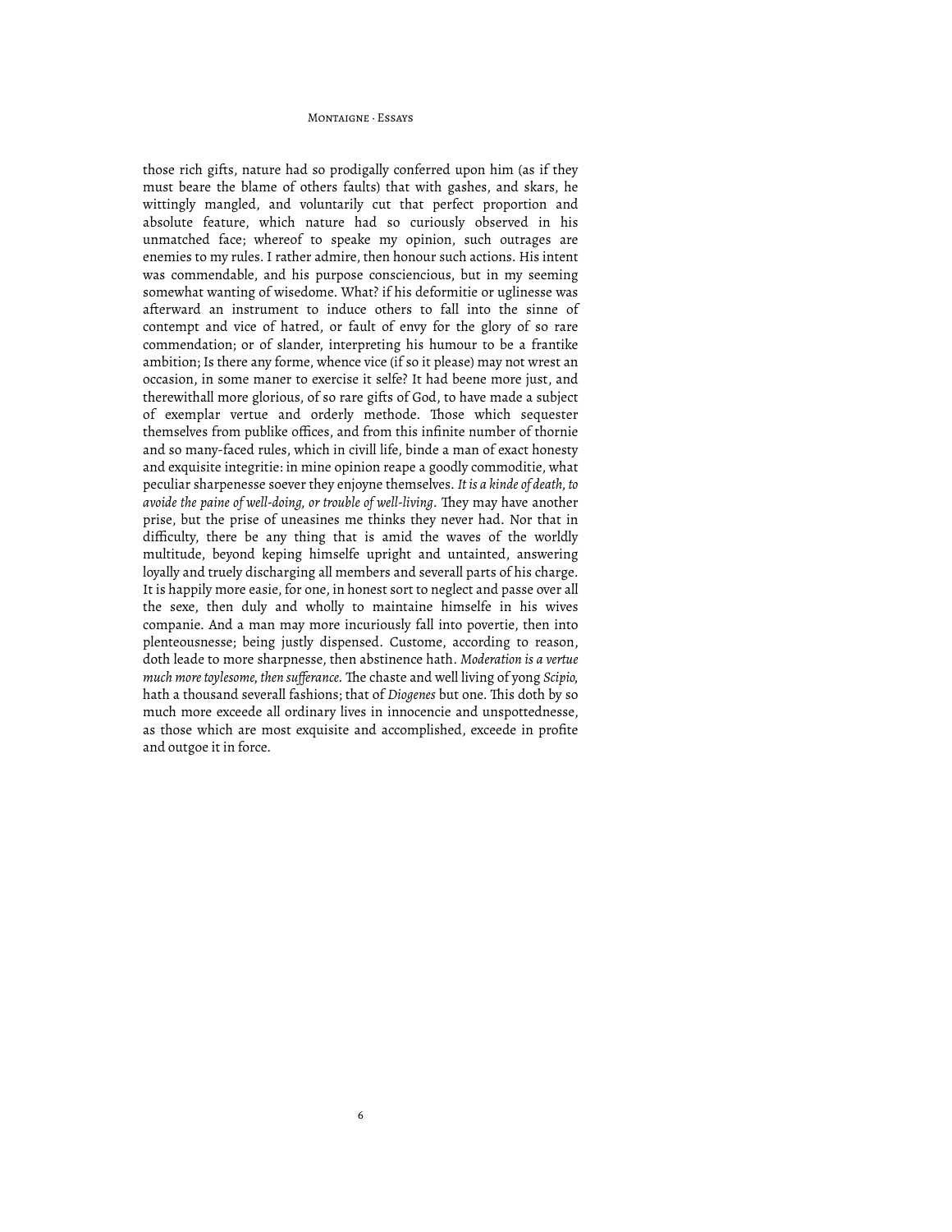those rich gifts, nature had so prodigally conferred upon him (as if they must beare the blame of others faults) that with gashes, and skars, he wittingly mangled, and voluntarily cut that perfect proportion and absolute feature, which nature had so curiously observed in his unmatched face; whereof to speake my opinion, such outrages are enemies to my rules. I rather admire, then honour such actions. His intent was commendable, and his purpose consciencious, but in my seeming somewhat wanting of wisedome. What? if his deformitie or uglinesse was afterward an instrument to induce others to fall into the sinne of contempt and vice of hatred, or fault of envy for the glory of so rare commendation; or of slander, interpreting his humour to be a frantike ambition; Is there any forme, whence vice (if so it please) may not wrest an occasion, in some maner to exercise it selfe? It had beene more just, and therewithall more glorious, of so rare gifts of God, to have made a subject of exemplar vertue and orderly methode. Those which sequester themselves from publike offices, and from this infinite number of thornie and so many-faced rules, which in civill life, binde a man of exact honesty and exquisite integritie: in mine opinion reape a goodly commoditie, what peculiar sharpenesse soever they enjoyne themselves. *It is a kinde of death, to avoide the paine of well-doing, or trouble of well-living.* They may have another prise, but the prise of uneasines me thinks they never had. Nor that in difficulty, there be any thing that is amid the waves of the worldly multitude, beyond keping himselfe upright and untainted, answering loyally and truely discharging all members and severall parts of his charge. It is happily more easie, for one, in honest sort to neglect and passe over all the sexe, then duly and wholly to maintaine himselfe in his wives companie. And a man may more incuriously fall into povertie, then into plenteousnesse; being justly dispensed. Custome, according to reason, doth leade to more sharpnesse, then abstinence hath. *Moderation is a vertue much more toylesome, then sufferance.* The chaste and well living of yong *Scipio,* hath a thousand severall fashions; that of *Diogenes* but one. This doth by so much more exceede all ordinary lives in innocencie and unspottednesse, as those which are most exquisite and accomplished, exceede in profite and outgoe it in force.